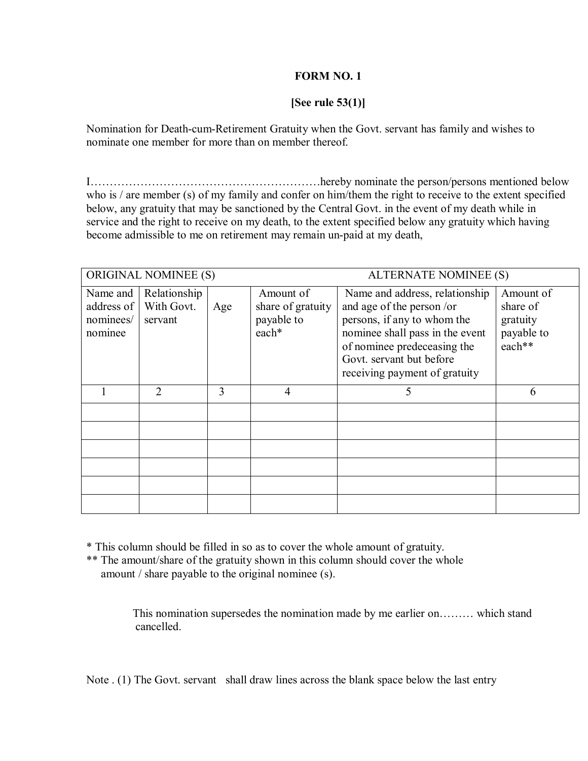**FORM NO. 1**

**[See rule 53(1)]**

Nomination for Death-cum-Retirement Gratuity when the Govt. servant has family and wishes to nominate one member for more than on member thereof.

I…………………………………………………hereby nominate the person/persons mentioned below who is / are member (s) of my family and confer on him/them the right to receive to the extent specified below, any gratuity that may be sanctioned by the Central Govt. in the event of my death while in service and the right to receive on my death, to the extent specified below any gratuity which having become admissible to me on retirement may remain un-paid at my death,

| ORIGINAL NOMINEE (S) | | | | ALTERNATE NOMINEE (S) | |
|---|---|---|---|---|---|
| Name and address of nominees/ nominee | Relationship With Govt. servant | Age | Amount of share of gratuity payable to each* | Name and address, relationship and age of the person /or persons, if any to whom the nominee shall pass in the event of nominee predeceasing the Govt. servant but before receiving payment of gratuity | Amount of share of gratuity payable to each** |
| 1 | 2 | 3 | 4 | 5 | 6 |
| | | | | | |
| | | | | | |
| | | | | | |
| | | | | | |
| | | | | | |
| | | | | | |

* This column should be filled in so as to cover the whole amount of gratuity.

** The amount/share of the gratuity shown in this column should cover the whole amount / share payable to the original nominee (s).

This nomination supersedes the nomination made by me earlier on……… which stand cancelled.

Note . (1) The Govt. servant shall draw lines across the blank space below the last entry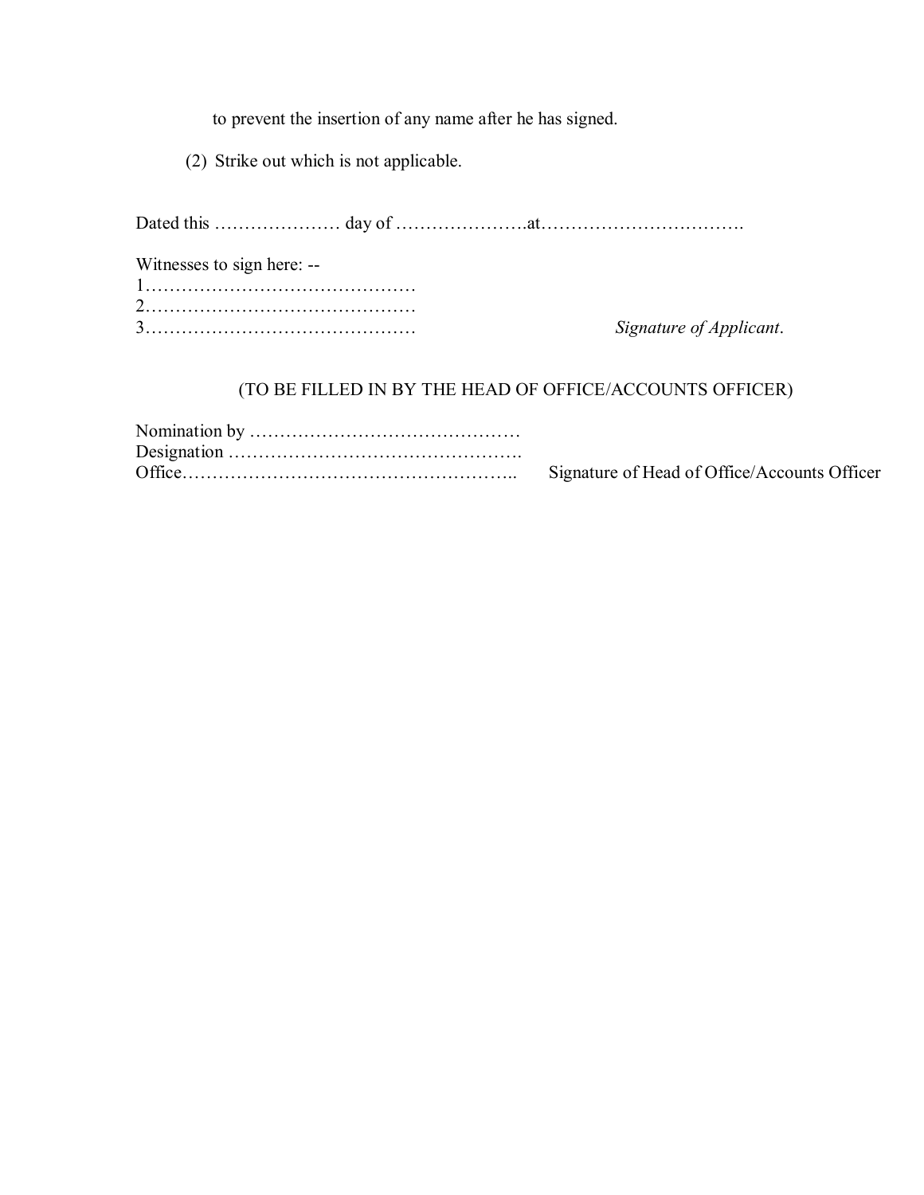to prevent the insertion of any name after he has signed.

(2) Strike out which is not applicable.

Dated this ………………… day of ………………….at…………………………….

Witnesses to sign here: --

1………………………………………

2………………………………………

3……………………………………… *Signature of Applicant*.

(TO BE FILLED IN BY THE HEAD OF OFFICE/ACCOUNTS OFFICER)

Nomination by ………………………………………

Designation ………………………………………….

Office……………………………………………….. Signature of Head of Office/Accounts Officer